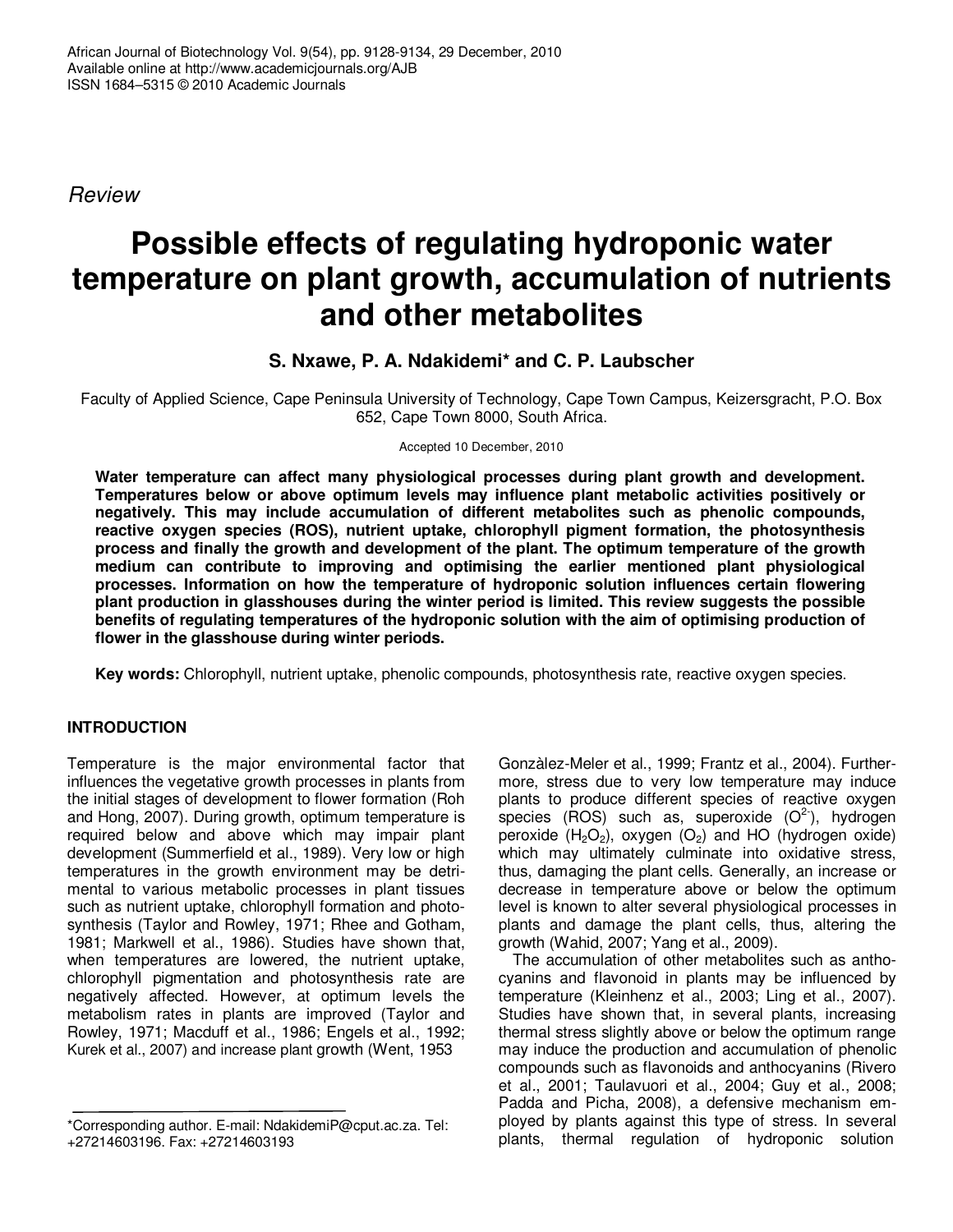*Review*

# Possible effects of regulating hydroponic water temperature on plant growth, accumulation of nutrients and other metabolites

**S. Nxawe, P. A. Ndakidemi* and C. P. Laubscher**

Faculty of Applied Science, Cape Peninsula University of Technology, Cape Town Campus, Keizersgracht, P.O. Box 652, Cape Town 8000, South Africa.

Accepted 10 December, 2010

**Water temperature can affect many physiological processes during plant growth and development. Temperatures below or above optimum levels may influence plant metabolic activities positively or negatively. This may include accumulation of different metabolites such as phenolic compounds, reactive oxygen species (ROS), nutrient uptake, chlorophyll pigment formation, the photosynthesis process and finally the growth and development of the plant. The optimum temperature of the growth medium can contribute to improving and optimising the earlier mentioned plant physiological processes. Information on how the temperature of hydroponic solution influences certain flowering plant production in glasshouses during the winter period is limited. This review suggests the possible benefits of regulating temperatures of the hydroponic solution with the aim of optimising production of flower in the glasshouse during winter periods.**

**Key words:** Chlorophyll, nutrient uptake, phenolic compounds, photosynthesis rate, reactive oxygen species.

## INTRODUCTION

Temperature is the major environmental factor that influences the vegetative growth processes in plants from the initial stages of development to flower formation (Roh and Hong, 2007). During growth, optimum temperature is required below and above which may impair plant development (Summerfield et al., 1989). Very low or high temperatures in the growth environment may be detrimental to various metabolic processes in plant tissues such as nutrient uptake, chlorophyll formation and photosynthesis (Taylor and Rowley, 1971; Rhee and Gotham, 1981; Markwell et al., 1986). Studies have shown that, when temperatures are lowered, the nutrient uptake, chlorophyll pigmentation and photosynthesis rate are negatively affected. However, at optimum levels the metabolism rates in plants are improved (Taylor and Rowley, 1971; Macduff et al., 1986; Engels et al., 1992; Kurek et al., 2007) and increase plant growth (Went, 1953 Gonzàlez-Meler et al., 1999; Frantz et al., 2004). Furthermore, stress due to very low temperature may induce plants to produce different species of reactive oxygen species (ROS) such as, superoxide ($O^{2-}$), hydrogen peroxide ($H_2O_2$), oxygen ($O_2$) and HO (hydrogen oxide) which may ultimately culminate into oxidative stress, thus, damaging the plant cells. Generally, an increase or decrease in temperature above or below the optimum level is known to alter several physiological processes in plants and damage the plant cells, thus, altering the growth (Wahid, 2007; Yang et al., 2009).

The accumulation of other metabolites such as anthocyanins and flavonoid in plants may be influenced by temperature (Kleinhenz et al., 2003; Ling et al., 2007). Studies have shown that, in several plants, increasing thermal stress slightly above or below the optimum range may induce the production and accumulation of phenolic compounds such as flavonoids and anthocyanins (Rivero et al., 2001; Taulavuori et al., 2004; Guy et al., 2008; Padda and Picha, 2008), a defensive mechanism employed by plants against this type of stress. In several plants, thermal regulation of hydroponic solution

*Corresponding author. E-mail: NdakidemiP@cput.ac.za. Tel: +27214603196. Fax: +27214603193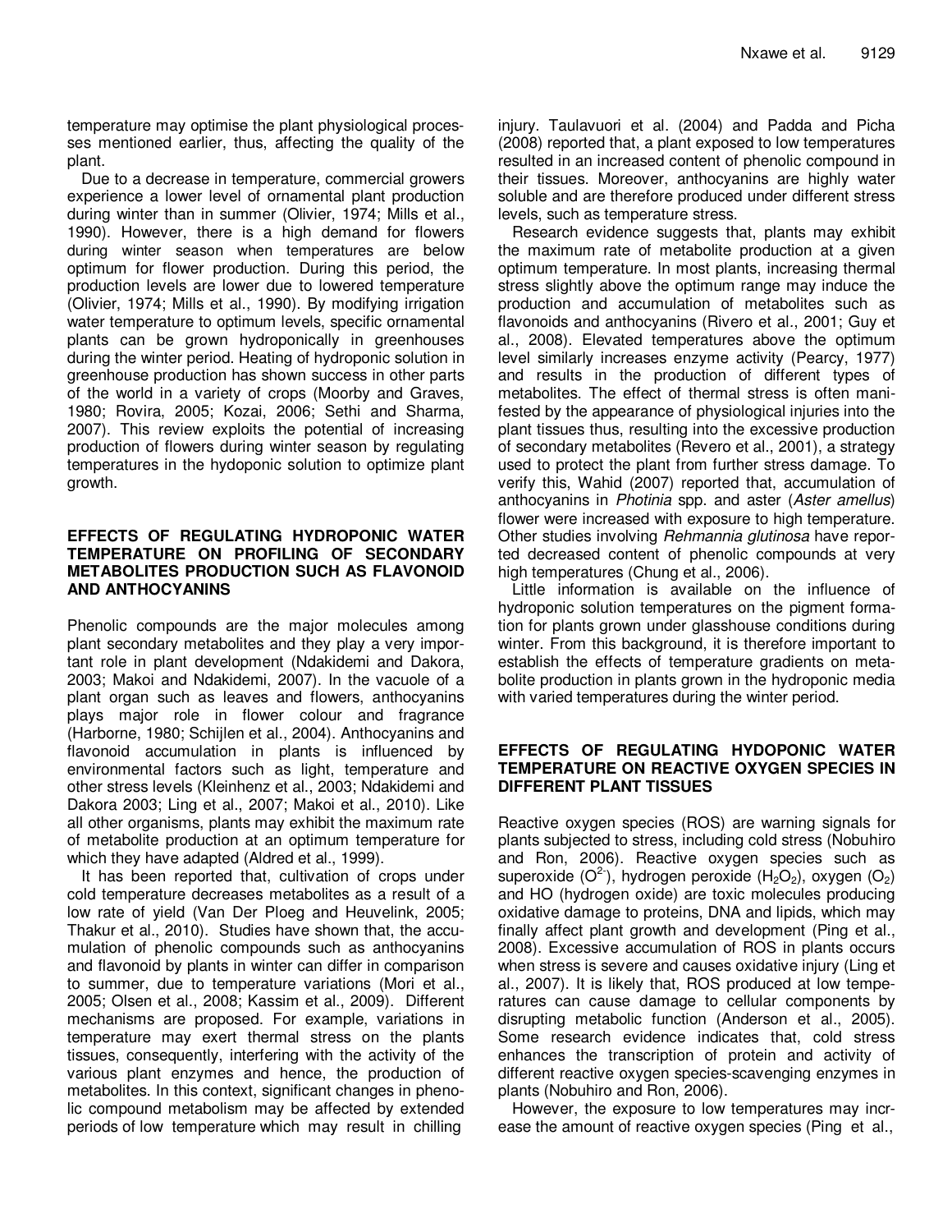temperature may optimise the plant physiological processes mentioned earlier, thus, affecting the quality of the plant.

Due to a decrease in temperature, commercial growers experience a lower level of ornamental plant production during winter than in summer (Olivier, 1974; Mills et al., 1990). However, there is a high demand for flowers during winter season when temperatures are below optimum for flower production. During this period, the production levels are lower due to lowered temperature (Olivier, 1974; Mills et al., 1990). By modifying irrigation water temperature to optimum levels, specific ornamental plants can be grown hydroponically in greenhouses during the winter period. Heating of hydroponic solution in greenhouse production has shown success in other parts of the world in a variety of crops (Moorby and Graves, 1980; Rovira, 2005; Kozai, 2006; Sethi and Sharma, 2007). This review exploits the potential of increasing production of flowers during winter season by regulating temperatures in the hydoponic solution to optimize plant growth.

## EFFECTS OF REGULATING HYDROPONIC WATER TEMPERATURE ON PROFILING OF SECONDARY METABOLITES PRODUCTION SUCH AS FLAVONOID AND ANTHOCYANINS

Phenolic compounds are the major molecules among plant secondary metabolites and they play a very important role in plant development (Ndakidemi and Dakora, 2003; Makoi and Ndakidemi, 2007). In the vacuole of a plant organ such as leaves and flowers, anthocyanins plays major role in flower colour and fragrance (Harborne, 1980; Schijlen et al., 2004). Anthocyanins and flavonoid accumulation in plants is influenced by environmental factors such as light, temperature and other stress levels (Kleinhenz et al., 2003; Ndakidemi and Dakora 2003; Ling et al., 2007; Makoi et al., 2010). Like all other organisms, plants may exhibit the maximum rate of metabolite production at an optimum temperature for which they have adapted (Aldred et al., 1999).

It has been reported that, cultivation of crops under cold temperature decreases metabolites as a result of a low rate of yield (Van Der Ploeg and Heuvelink, 2005; Thakur et al., 2010). Studies have shown that, the accumulation of phenolic compounds such as anthocyanins and flavonoid by plants in winter can differ in comparison to summer, due to temperature variations (Mori et al., 2005; Olsen et al., 2008; Kassim et al., 2009). Different mechanisms are proposed. For example, variations in temperature may exert thermal stress on the plants tissues, consequently, interfering with the activity of the various plant enzymes and hence, the production of metabolites. In this context, significant changes in phenolic compound metabolism may be affected by extended periods of low temperature which may result in chilling injury. Taulavuori et al. (2004) and Padda and Picha (2008) reported that, a plant exposed to low temperatures resulted in an increased content of phenolic compound in their tissues. Moreover, anthocyanins are highly water soluble and are therefore produced under different stress levels, such as temperature stress.

Research evidence suggests that, plants may exhibit the maximum rate of metabolite production at a given optimum temperature. In most plants, increasing thermal stress slightly above the optimum range may induce the production and accumulation of metabolites such as flavonoids and anthocyanins (Rivero et al., 2001; Guy et al., 2008). Elevated temperatures above the optimum level similarly increases enzyme activity (Pearcy, 1977) and results in the production of different types of metabolites. The effect of thermal stress is often manifested by the appearance of physiological injuries into the plant tissues thus, resulting into the excessive production of secondary metabolites (Revero et al., 2001), a strategy used to protect the plant from further stress damage. To verify this, Wahid (2007) reported that, accumulation of anthocyanins in *Photinia* spp. and aster (*Aster amellus*) flower were increased with exposure to high temperature. Other studies involving *Rehmannia glutinosa* have reported decreased content of phenolic compounds at very high temperatures (Chung et al., 2006).

Little information is available on the influence of hydroponic solution temperatures on the pigment formation for plants grown under glasshouse conditions during winter. From this background, it is therefore important to establish the effects of temperature gradients on metabolite production in plants grown in the hydroponic media with varied temperatures during the winter period.

## EFFECTS OF REGULATING HYDOPONIC WATER TEMPERATURE ON REACTIVE OXYGEN SPECIES IN DIFFERENT PLANT TISSUES

Reactive oxygen species (ROS) are warning signals for plants subjected to stress, including cold stress (Nobuhiro and Ron, 2006). Reactive oxygen species such as superoxide ($O^{2-}$), hydrogen peroxide ($H_2O_2$), oxygen ($O_2$) and HO (hydrogen oxide) are toxic molecules producing oxidative damage to proteins, DNA and lipids, which may finally affect plant growth and development (Ping et al., 2008). Excessive accumulation of ROS in plants occurs when stress is severe and causes oxidative injury (Ling et al., 2007). It is likely that, ROS produced at low temperatures can cause damage to cellular components by disrupting metabolic function (Anderson et al., 2005). Some research evidence indicates that, cold stress enhances the transcription of protein and activity of different reactive oxygen species-scavenging enzymes in plants (Nobuhiro and Ron, 2006).

However, the exposure to low temperatures may increase the amount of reactive oxygen species (Ping et al.,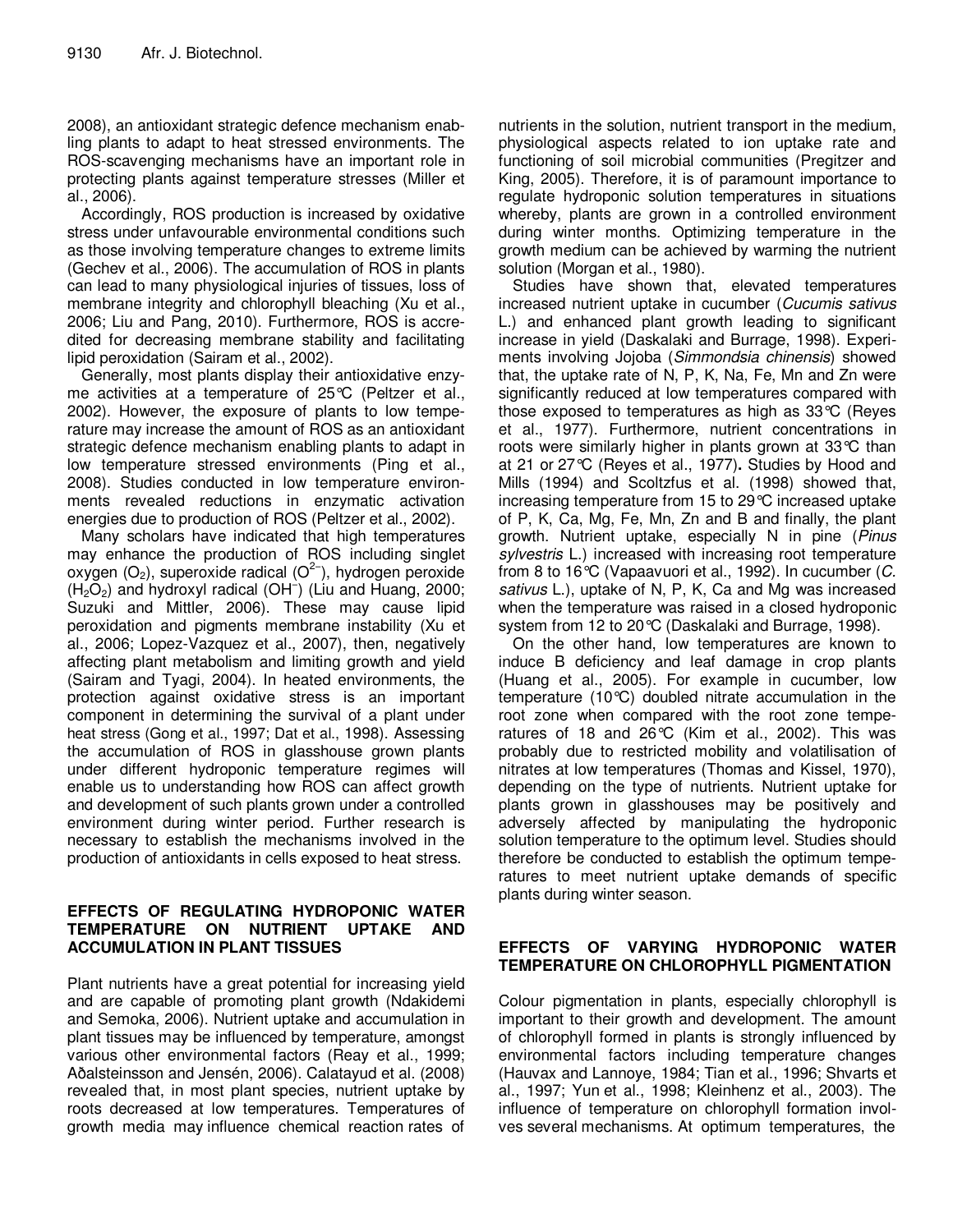2008), an antioxidant strategic defence mechanism enabling plants to adapt to heat stressed environments. The ROS-scavenging mechanisms have an important role in protecting plants against temperature stresses (Miller et al., 2006).

Accordingly, ROS production is increased by oxidative stress under unfavourable environmental conditions such as those involving temperature changes to extreme limits (Gechev et al., 2006). The accumulation of ROS in plants can lead to many physiological injuries of tissues, loss of membrane integrity and chlorophyll bleaching (Xu et al., 2006; Liu and Pang, 2010). Furthermore, ROS is accredited for decreasing membrane stability and facilitating lipid peroxidation (Sairam et al., 2002).

Generally, most plants display their antioxidative enzyme activities at a temperature of 25°C (Peltzer et al., 2002). However, the exposure of plants to low temperature may increase the amount of ROS as an antioxidant strategic defence mechanism enabling plants to adapt in low temperature stressed environments (Ping et al., 2008). Studies conducted in low temperature environments revealed reductions in enzymatic activation energies due to production of ROS (Peltzer et al., 2002).

Many scholars have indicated that high temperatures may enhance the production of ROS including singlet oxygen ($O_2$), superoxide radical ($O^{2-}$), hydrogen peroxide ($H_2O_2$) and hydroxyl radical ($OH^-$) (Liu and Huang, 2000; Suzuki and Mittler, 2006). These may cause lipid peroxidation and pigments membrane instability (Xu et al., 2006; Lopez-Vazquez et al., 2007), then, negatively affecting plant metabolism and limiting growth and yield (Sairam and Tyagi, 2004). In heated environments, the protection against oxidative stress is an important component in determining the survival of a plant under heat stress (Gong et al., 1997; Dat et al., 1998). Assessing the accumulation of ROS in glasshouse grown plants under different hydroponic temperature regimes will enable us to understanding how ROS can affect growth and development of such plants grown under a controlled environment during winter period. Further research is necessary to establish the mechanisms involved in the production of antioxidants in cells exposed to heat stress.

## EFFECTS OF REGULATING HYDROPONIC WATER TEMPERATURE ON NUTRIENT UPTAKE AND ACCUMULATION IN PLANT TISSUES

Plant nutrients have a great potential for increasing yield and are capable of promoting plant growth (Ndakidemi and Semoka, 2006). Nutrient uptake and accumulation in plant tissues may be influenced by temperature, amongst various other environmental factors (Reay et al., 1999; Aðalsteinsson and Jensén, 2006). Calatayud et al. (2008) revealed that, in most plant species, nutrient uptake by roots decreased at low temperatures. Temperatures of growth media may influence chemical reaction rates of nutrients in the solution, nutrient transport in the medium, physiological aspects related to ion uptake rate and functioning of soil microbial communities (Pregitzer and King, 2005). Therefore, it is of paramount importance to regulate hydroponic solution temperatures in situations whereby, plants are grown in a controlled environment during winter months. Optimizing temperature in the growth medium can be achieved by warming the nutrient solution (Morgan et al., 1980).

Studies have shown that, elevated temperatures increased nutrient uptake in cucumber (*Cucumis sativus* L.) and enhanced plant growth leading to significant increase in yield (Daskalaki and Burrage, 1998). Experiments involving Jojoba (*Simmondsia chinensis*) showed that, the uptake rate of N, P, K, Na, Fe, Mn and Zn were significantly reduced at low temperatures compared with those exposed to temperatures as high as 33°C (Reyes et al., 1977). Furthermore, nutrient concentrations in roots were similarly higher in plants grown at 33°C than at 21 or 27°C (Reyes et al., 1977). Studies by Hood and Mills (1994) and Scoltzfus et al. (1998) showed that, increasing temperature from 15 to 29°C increased uptake of P, K, Ca, Mg, Fe, Mn, Zn and B and finally, the plant growth. Nutrient uptake, especially N in pine (*Pinus sylvestris* L.) increased with increasing root temperature from 8 to 16°C (Vapaavuori et al., 1992). In cucumber (*C. sativus* L.), uptake of N, P, K, Ca and Mg was increased when the temperature was raised in a closed hydroponic system from 12 to 20°C (Daskalaki and Burrage, 1998).

On the other hand, low temperatures are known to induce B deficiency and leaf damage in crop plants (Huang et al., 2005). For example in cucumber, low temperature (10°C) doubled nitrate accumulation in the root zone when compared with the root zone temperatures of 18 and 26°C (Kim et al., 2002). This was probably due to restricted mobility and volatilisation of nitrates at low temperatures (Thomas and Kissel, 1970), depending on the type of nutrients. Nutrient uptake for plants grown in glasshouses may be positively and adversely affected by manipulating the hydroponic solution temperature to the optimum level. Studies should therefore be conducted to establish the optimum temperatures to meet nutrient uptake demands of specific plants during winter season.

## EFFECTS OF VARYING HYDROPONIC WATER TEMPERATURE ON CHLOROPHYLL PIGMENTATION

Colour pigmentation in plants, especially chlorophyll is important to their growth and development. The amount of chlorophyll formed in plants is strongly influenced by environmental factors including temperature changes (Hauvax and Lannoye, 1984; Tian et al., 1996; Shvarts et al., 1997; Yun et al., 1998; Kleinhenz et al., 2003). The influence of temperature on chlorophyll formation involves several mechanisms. At optimum temperatures, the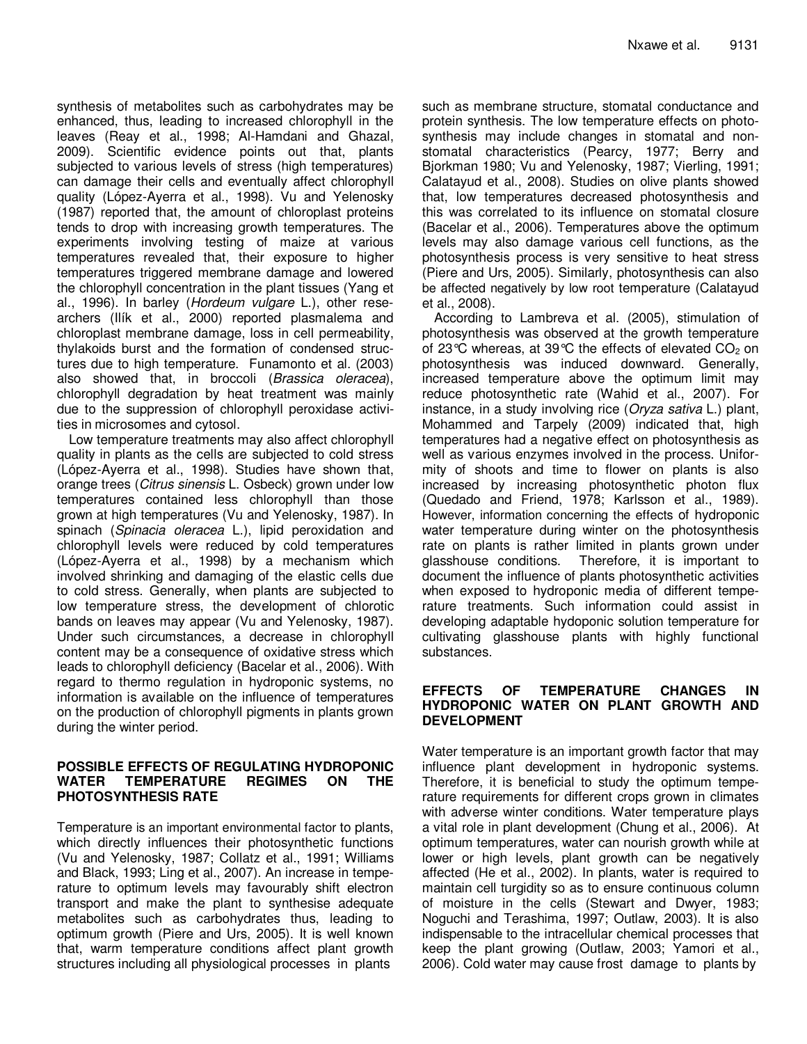synthesis of metabolites such as carbohydrates may be enhanced, thus, leading to increased chlorophyll in the leaves (Reay et al., 1998; Al-Hamdani and Ghazal, 2009). Scientific evidence points out that, plants subjected to various levels of stress (high temperatures) can damage their cells and eventually affect chlorophyll quality (López-Ayerra et al., 1998). Vu and Yelenosky (1987) reported that, the amount of chloroplast proteins tends to drop with increasing growth temperatures. The experiments involving testing of maize at various temperatures revealed that, their exposure to higher temperatures triggered membrane damage and lowered the chlorophyll concentration in the plant tissues (Yang et al., 1996). In barley (*Hordeum vulgare* L.), other researchers (Ilík et al., 2000) reported plasmalema and chloroplast membrane damage, loss in cell permeability, thylakoids burst and the formation of condensed structures due to high temperature. Funamonto et al. (2003) also showed that, in broccoli (*Brassica oleracea*), chlorophyll degradation by heat treatment was mainly due to the suppression of chlorophyll peroxidase activities in microsomes and cytosol.

Low temperature treatments may also affect chlorophyll quality in plants as the cells are subjected to cold stress (López-Ayerra et al., 1998). Studies have shown that, orange trees (*Citrus sinensis* L. Osbeck) grown under low temperatures contained less chlorophyll than those grown at high temperatures (Vu and Yelenosky, 1987). In spinach (*Spinacia oleracea* L.), lipid peroxidation and chlorophyll levels were reduced by cold temperatures (López-Ayerra et al., 1998) by a mechanism which involved shrinking and damaging of the elastic cells due to cold stress. Generally, when plants are subjected to low temperature stress, the development of chlorotic bands on leaves may appear (Vu and Yelenosky, 1987). Under such circumstances, a decrease in chlorophyll content may be a consequence of oxidative stress which leads to chlorophyll deficiency (Bacelar et al., 2006). With regard to thermo regulation in hydroponic systems, no information is available on the influence of temperatures on the production of chlorophyll pigments in plants grown during the winter period.

## POSSIBLE EFFECTS OF REGULATING HYDROPONIC WATER TEMPERATURE REGIMES ON THE PHOTOSYNTHESIS RATE

Temperature is an important environmental factor to plants, which directly influences their photosynthetic functions (Vu and Yelenosky, 1987; Collatz et al., 1991; Williams and Black, 1993; Ling et al., 2007). An increase in temperature to optimum levels may favourably shift electron transport and make the plant to synthesise adequate metabolites such as carbohydrates thus, leading to optimum growth (Piere and Urs, 2005). It is well known that, warm temperature conditions affect plant growth structures including all physiological processes in plants such as membrane structure, stomatal conductance and protein synthesis. The low temperature effects on photosynthesis may include changes in stomatal and non-stomatal characteristics (Pearcy, 1977; Berry and Bjorkman 1980; Vu and Yelenosky, 1987; Vierling, 1991; Calatayud et al., 2008). Studies on olive plants showed that, low temperatures decreased photosynthesis and this was correlated to its influence on stomatal closure (Bacelar et al., 2006). Temperatures above the optimum levels may also damage various cell functions, as the photosynthesis process is very sensitive to heat stress (Piere and Urs, 2005). Similarly, photosynthesis can also be affected negatively by low root temperature (Calatayud et al., 2008).

According to Lambreva et al. (2005), stimulation of photosynthesis was observed at the growth temperature of 23°C whereas, at 39°C the effects of elevated $CO_2$ on photosynthesis was induced downward. Generally, increased temperature above the optimum limit may reduce photosynthetic rate (Wahid et al., 2007). For instance, in a study involving rice (*Oryza sativa* L.) plant, Mohammed and Tarpely (2009) indicated that, high temperatures had a negative effect on photosynthesis as well as various enzymes involved in the process. Uniformity of shoots and time to flower on plants is also increased by increasing photosynthetic photon flux (Quedado and Friend, 1978; Karlsson et al., 1989). However, information concerning the effects of hydroponic water temperature during winter on the photosynthesis rate on plants is rather limited in plants grown under glasshouse conditions. Therefore, it is important to document the influence of plants photosynthetic activities when exposed to hydroponic media of different temperature treatments. Such information could assist in developing adaptable hydoponic solution temperature for cultivating glasshouse plants with highly functional substances.

## EFFECTS OF TEMPERATURE CHANGES IN HYDROPONIC WATER ON PLANT GROWTH AND DEVELOPMENT

Water temperature is an important growth factor that may influence plant development in hydroponic systems. Therefore, it is beneficial to study the optimum temperature requirements for different crops grown in climates with adverse winter conditions. Water temperature plays a vital role in plant development (Chung et al., 2006). At optimum temperatures, water can nourish growth while at lower or high levels, plant growth can be negatively affected (He et al., 2002). In plants, water is required to maintain cell turgidity so as to ensure continuous column of moisture in the cells (Stewart and Dwyer, 1983; Noguchi and Terashima, 1997; Outlaw, 2003). It is also indispensable to the intracellular chemical processes that keep the plant growing (Outlaw, 2003; Yamori et al., 2006). Cold water may cause frost damage to plants by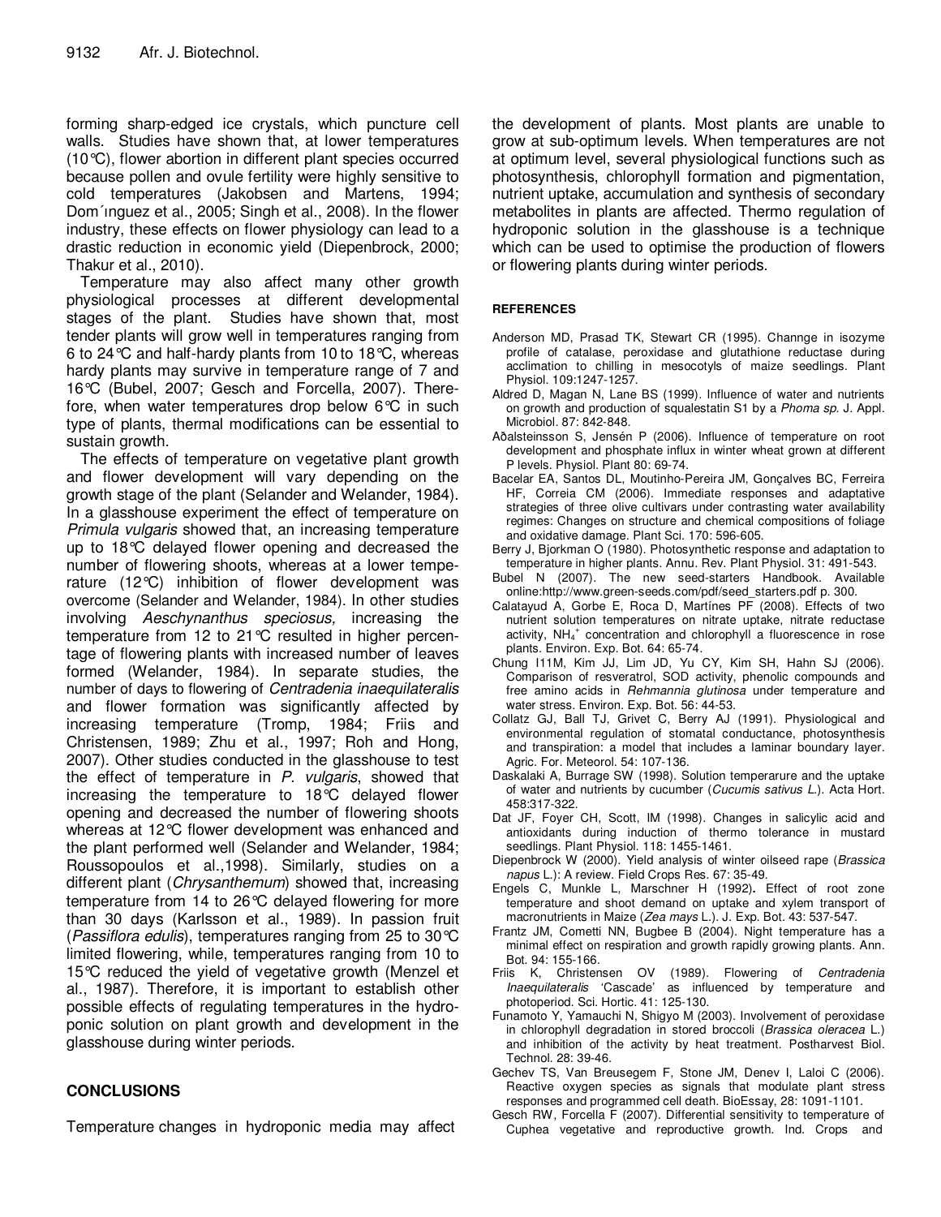forming sharp-edged ice crystals, which puncture cell walls. Studies have shown that, at lower temperatures (10°C), flower abortion in different plant species occurred because pollen and ovule fertility were highly sensitive to cold temperatures (Jakobsen and Martens, 1994; Dom´ınguez et al., 2005; Singh et al., 2008). In the flower industry, these effects on flower physiology can lead to a drastic reduction in economic yield (Diepenbrock, 2000; Thakur et al., 2010).

Temperature may also affect many other growth physiological processes at different developmental stages of the plant. Studies have shown that, most tender plants will grow well in temperatures ranging from 6 to 24°C and half-hardy plants from 10 to 18°C, whereas hardy plants may survive in temperature range of 7 and 16°C (Bubel, 2007; Gesch and Forcella, 2007). Therefore, when water temperatures drop below 6°C in such type of plants, thermal modifications can be essential to sustain growth.

The effects of temperature on vegetative plant growth and flower development will vary depending on the growth stage of the plant (Selander and Welander, 1984). In a glasshouse experiment the effect of temperature on *Primula vulgaris* showed that, an increasing temperature up to 18°C delayed flower opening and decreased the number of flowering shoots, whereas at a lower temperature (12°C) inhibition of flower development was overcome (Selander and Welander, 1984). In other studies involving *Aeschynanthus speciosus,* increasing the temperature from 12 to 21°C resulted in higher percentage of flowering plants with increased number of leaves formed (Welander, 1984). In separate studies, the number of days to flowering of *Centradenia inaequilateralis* and flower formation was significantly affected by increasing temperature (Tromp, 1984; Friis and Christensen, 1989; Zhu et al., 1997; Roh and Hong, 2007). Other studies conducted in the glasshouse to test the effect of temperature in *P. vulgaris*, showed that increasing the temperature to 18°C delayed flower opening and decreased the number of flowering shoots whereas at 12°C flower development was enhanced and the plant performed well (Selander and Welander, 1984; Roussopoulos et al.,1998). Similarly, studies on a different plant (*Chrysanthemum*) showed that, increasing temperature from 14 to 26°C delayed flowering for more than 30 days (Karlsson et al., 1989). In passion fruit (*Passiflora edulis*), temperatures ranging from 25 to 30°C limited flowering, while, temperatures ranging from 10 to 15°C reduced the yield of vegetative growth (Menzel et al., 1987). Therefore, it is important to establish other possible effects of regulating temperatures in the hydroponic solution on plant growth and development in the glasshouse during winter periods.

## CONCLUSIONS

Temperature changes in hydroponic media may affect the development of plants. Most plants are unable to grow at sub-optimum levels. When temperatures are not at optimum level, several physiological functions such as photosynthesis, chlorophyll formation and pigmentation, nutrient uptake, accumulation and synthesis of secondary metabolites in plants are affected. Thermo regulation of hydroponic solution in the glasshouse is a technique which can be used to optimise the production of flowers or flowering plants during winter periods.

## REFERENCES

Anderson MD, Prasad TK, Stewart CR (1995). Channge in isozyme profile of catalase, peroxidase and glutathione reductase during acclimation to chilling in mesocotyls of maize seedlings. Plant Physiol. 109:1247-1257.

Aldred D, Magan N, Lane BS (1999). Influence of water and nutrients on growth and production of squalestatin S1 by a *Phoma sp*. J. Appl. Microbiol. 87: 842-848.

Aðalsteinsson S, Jensén P (2006). Influence of temperature on root development and phosphate influx in winter wheat grown at different P levels. Physiol. Plant 80: 69-74.

Bacelar EA, Santos DL, Moutinho-Pereira JM, Gonçalves BC, Ferreira HF, Correia CM (2006). Immediate responses and adaptative strategies of three olive cultivars under contrasting water availability regimes: Changes on structure and chemical compositions of foliage and oxidative damage. Plant Sci. 170: 596-605.

Berry J, Bjorkman O (1980). Photosynthetic response and adaptation to temperature in higher plants. Annu. Rev. Plant Physiol. 31: 491-543.

Bubel N (2007). The new seed-starters Handbook. Available online:http://www.green-seeds.com/pdf/seed_starters.pdf p. 300.

Calatayud A, Gorbe E, Roca D, Martínes PF (2008). Effects of two nutrient solution temperatures on nitrate uptake, nitrate reductase activity, $NH_4^+$ concentration and chlorophyll a fluorescence in rose plants. Environ. Exp. Bot. 64: 65-74.

Chung I11M, Kim JJ, Lim JD, Yu CY, Kim SH, Hahn SJ (2006). Comparison of resveratrol, SOD activity, phenolic compounds and free amino acids in *Rehmannia glutinosa* under temperature and water stress. Environ. Exp. Bot. 56: 44-53.

Collatz GJ, Ball TJ, Grivet C, Berry AJ (1991). Physiological and environmental regulation of stomatal conductance, photosynthesis and transpiration: a model that includes a laminar boundary layer. Agric. For. Meteorol. 54: 107-136.

Daskalaki A, Burrage SW (1998). Solution temperarure and the uptake of water and nutrients by cucumber (*Cucumis sativus L*.). Acta Hort. 458:317-322.

Dat JF, Foyer CH, Scott, IM (1998). Changes in salicylic acid and antioxidants during induction of thermo tolerance in mustard seedlings. Plant Physiol. 118: 1455-1461.

Diepenbrock W (2000). Yield analysis of winter oilseed rape (*Brassica napus* L.): A review. Field Crops Res. 67: 35-49.

Engels C, Munkle L, Marschner H (1992). Effect of root zone temperature and shoot demand on uptake and xylem transport of macronutrients in Maize (*Zea mays* L.). J. Exp. Bot. 43: 537-547.

Frantz JM, Cometti NN, Bugbee B (2004). Night temperature has a minimal effect on respiration and growth rapidly growing plants. Ann. Bot. 94: 155-166.

Friis K, Christensen OV (1989). Flowering of *Centradenia Inaequilateralis* 'Cascade' as influenced by temperature and photoperiod. Sci. Hortic. 41: 125-130.

Funamoto Y, Yamauchi N, Shigyo M (2003). Involvement of peroxidase in chlorophyll degradation in stored broccoli (*Brassica oleracea* L.) and inhibition of the activity by heat treatment. Postharvest Biol. Technol. 28: 39-46.

Gechev TS, Van Breusegem F, Stone JM, Denev I, Laloi C (2006). Reactive oxygen species as signals that modulate plant stress responses and programmed cell death. BioEssay, 28: 1091-1101.

Gesch RW, Forcella F (2007). Differential sensitivity to temperature of Cuphea vegetative and reproductive growth. Ind. Crops and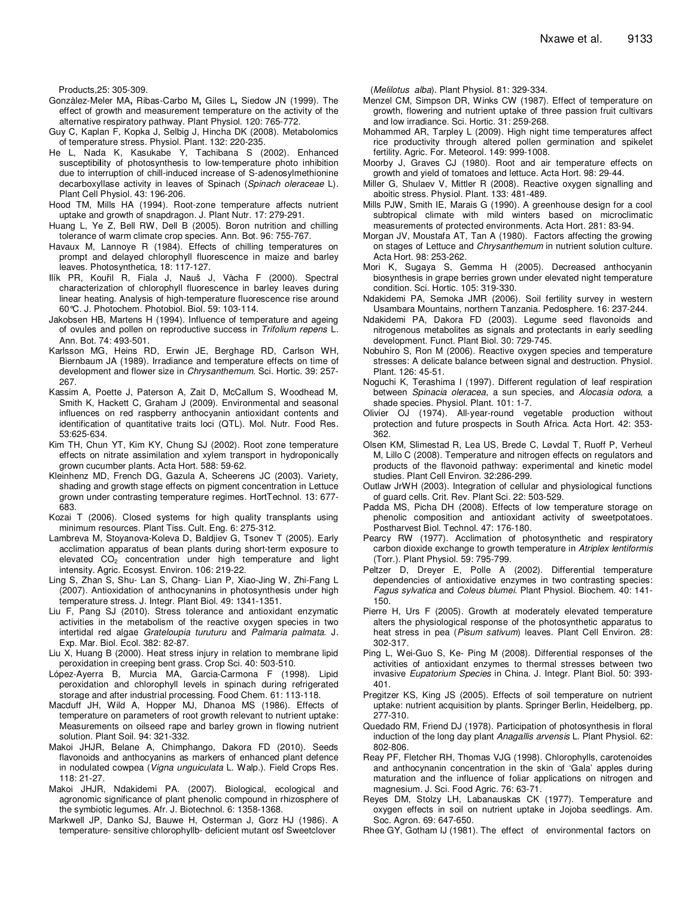Products,25: 305-309.

Gonzàlez-Meler MA**,** Ribas-Carbo M**,** Giles L**,** Siedow JN (1999). The effect of growth and measurement temperature on the activity of the alternative respiratory pathway. Plant Physiol. 120: 765-772.

Guy C, Kaplan F, Kopka J, Selbig J, Hincha DK (2008). Metabolomics of temperature stress. Physiol. Plant. 132: 220-235.

He L, Nada K, Kasukabe Y, Tachibana S (2002). Enhanced susceptibility of photosynthesis to low-temperature photo inhibition due to interruption of chill-induced increase of S-adenosylmethionine decarboxyllase activity in leaves of Spinach (*Spinach oleraceae* L). Plant Cell Physiol. 43: 196-206.

Hood TM, Mills HA (1994). Root-zone temperature affects nutrient uptake and growth of snapdragon. J. Plant Nutr. 17: 279-291.

Huang L, Ye Z, Bell RW, Dell B (2005). Boron nutrition and chilling tolerance of warm climate crop species. Ann. Bot. 96: 755-767.

Havaux M, Lannoye R (1984). Effects of chilling temperatures on prompt and delayed chlorophyll fluorescence in maize and barley leaves. Photosynthetica, 18: 117-127.

Ilík PR, Kouřil R, Fiala J, Nauš J, Vàcha F (2000). Spectral characterization of chlorophyll fluorescence in barley leaves during linear heating. Analysis of high-temperature fluorescence rise around 60°C. J. Photochem. Photobiol. Biol. 59: 103-114.

Jakobsen HB, Martens H (1994). Influence of temperature and ageing of ovules and pollen on reproductive success in *Trifolium repens* L. Ann. Bot. 74: 493-501.

Karlsson MG, Heins RD, Erwin JE, Berghage RD, Carlson WH, Biernbaum JA (1989). Irradiance and temperature effects on time of development and flower size in *Chrysanthemum.* Sci. Hortic. 39: 257-267.

Kassim A, Poette J, Paterson A, Zait D, McCallum S, Woodhead M, Smith K, Hackett C, Graham J (2009). Environmental and seasonal influences on red raspberry anthocyanin antioxidant contents and identification of quantitative traits loci (QTL). Mol. Nutr. Food Res. 53:625-634.

Kim TH, Chun YT, Kim KY, Chung SJ (2002). Root zone temperature effects on nitrate assimilation and xylem transport in hydroponically grown cucumber plants. Acta Hort. 588: 59-62.

Kleinhenz MD, French DG, Gazula A, Scheerens JC (2003). Variety, shading and growth stage effects on pigment concentration in Lettuce grown under contrasting temperature regimes. HortTechnol. 13: 677-683.

Kozai T (2006). Closed systems for high quality transplants using minimum resources. Plant Tiss. Cult. Eng. 6: 275-312.

Lambreva M, Stoyanova-Koleva D, Baldjiev G, Tsonev T (2005). Early acclimation apparatus of bean plants during short-term exposure to elevated $CO_2$ concentration under high temperature and light intensity. Agric. Ecosyst. Environ. 106: 219-22.

Ling S, Zhan S, Shu- Lan S, Chang- Lian P, Xiao-Jing W, Zhi-Fang L (2007). Antioxidation of anthocyanins in photosynthesis under high temperature stress. J. Integr. Plant Biol. 49: 1341-1351.

Liu F, Pang SJ (2010). Stress tolerance and antioxidant enzymatic activities in the metabolism of the reactive oxygen species in two intertidal red algae *Grateloupia turuturu* and *Palmaria palmata*. J. Exp. Mar. Biol. Ecol. 382: 82-87.

Liu X, Huang B (2000). Heat stress injury in relation to membrane lipid peroxidation in creeping bent grass. Crop Sci. 40: 503-510.

López-Ayerra B, Murcia MA, Garcia-Carmona F (1998). Lipid peroxidation and chlorophyll levels in spinach during refrigerated storage and after industrial processing. Food Chem. 61: 113-118.

Macduff JH, Wild A, Hopper MJ, Dhanoa MS (1986). Effects of temperature on parameters of root growth relevant to nutrient uptake: Measurements on oilseed rape and barley grown in flowing nutrient solution. Plant Soil. 94: 321-332.

Makoi JHJR, Belane A, Chimphango, Dakora FD (2010). Seeds flavonoids and anthocyanins as markers of enhanced plant defence in nodulated cowpea (*Vigna unguiculata* L. Walp.). Field Crops Res. 118: 21-27.

Makoi JHJR, Ndakidemi PA. (2007). Biological, ecological and agronomic significance of plant phenolic compound in rhizosphere of the symbiotic legumes. Afr. J. Biotechnol. 6: 1358-1368.

Markwell JP, Danko SJ, Bauwe H, Osterman J, Gorz HJ (1986). A temperature- sensitive chlorophyllb- deficient mutant osf Sweetclover (*Melilotus alba*). Plant Physiol. 81: 329-334.

Menzel CM, Simpson DR, Winks CW (1987). Effect of temperature on growth, flowering and nutrient uptake of three passion fruit cultivars and low irradiance. Sci. Hortic. 31: 259-268.

Mohammed AR, Tarpley L (2009). High night time temperatures affect rice productivity through altered pollen germination and spikelet fertility. Agric. For. Meteorol. 149: 999-1008.

Moorby J, Graves CJ (1980). Root and air temperature effects on growth and yield of tomatoes and lettuce. Acta Hort. 98: 29-44.

Miller G, Shulaev V, Mittler R (2008). Reactive oxygen signalling and aboitic stress. Physiol. Plant. 133: 481-489.

Mills PJW, Smith IE, Marais G (1990). A greenhouse design for a cool subtropical climate with mild winters based on microclimatic measurements of protected environments. Acta Hort. 281: 83-94.

Morgan JV, Moustafa AT, Tan A (1980). Factors affecting the growing on stages of Lettuce and *Chrysanthemum* in nutrient solution culture. Acta Hort. 98: 253-262.

Mori K, Sugaya S, Gemma H (2005). Decreased anthocyanin biosynthesis in grape berries grown under elevated night temperature condition. Sci. Hortic. 105: 319-330.

Ndakidemi PA, Semoka JMR (2006). Soil fertility survey in western Usambara Mountains, northern Tanzania. Pedosphere. 16: 237-244.

Ndakidemi PA, Dakora FD (2003). Legume seed flavonoids and nitrogenous metabolites as signals and protectants in early seedling development. Funct. Plant Biol. 30: 729-745.

Nobuhiro S, Ron M (2006). Reactive oxygen species and temperature stresses: A delicate balance between signal and destruction. Physiol. Plant. 126: 45-51.

Noguchi K, Terashima I (1997). Different regulation of leaf respiration between *Spinacia oleracea*, a sun species, and *Alocasia odora*, a shade species. Physiol. Plant. 101: 1-7.

Olivier OJ (1974). All-year-round vegetable production without protection and future prospects in South Africa. Acta Hort. 42: 353-362.

Olsen KM, Slimestad R, Lea US, Brede C, Løvdal T, Ruoff P, Verheul M, Lillo C (2008). Temperature and nitrogen effects on regulators and products of the flavonoid pathway: experimental and kinetic model studies. Plant Cell Environ. 32:286-299.

Outlaw JrWH (2003). Integration of cellular and physiological functions of guard cells. Crit. Rev. Plant Sci. 22: 503-529.

Padda MS, Picha DH (2008). Effects of low temperature storage on phenolic composition and antioxidant activity of sweetpotatoes. Postharvest Biol. Technol. 47: 176-180.

Pearcy RW (1977). Acclimation of photosynthetic and respiratory carbon dioxide exchange to growth temperature in *Atriplex lentiformis* (Torr.). Plant Physiol. 59: 795-799.

Peltzer D, Dreyer E, Polle A (2002). Differential temperature dependencies of antioxidative enzymes in two contrasting species: *Fagus sylvatica* and *Coleus blumei*. Plant Physiol. Biochem. 40: 141-150.

Pierre H, Urs F (2005). Growth at moderately elevated temperature alters the physiological response of the photosynthetic apparatus to heat stress in pea (*Pisum sativum*) leaves. Plant Cell Environ. 28: 302-317.

Ping L, Wei-Guo S, Ke- Ping M (2008). Differential responses of the activities of antioxidant enzymes to thermal stresses between two invasive *Eupatorium Species* in China. J. Integr. Plant Biol. 50: 393-401.

Pregitzer KS, King JS (2005). Effects of soil temperature on nutrient uptake: nutrient acquisition by plants. Springer Berlin, Heidelberg, pp. 277-310.

Quedado RM, Friend DJ (1978). Participation of photosynthesis in floral induction of the long day plant *Anagallis arvensis* L. Plant Physiol. 62: 802-806.

Reay PF, Fletcher RH, Thomas VJG (1998). Chlorophylls, carotenoides and anthocynanin concentration in the skin of 'Gala' apples during maturation and the influence of foliar applications on nitrogen and magnesium. J. Sci. Food Agric. 76: 63-71.

Reyes DM, Stolzy LH, Labanauskas CK (1977). Temperature and oxygen effects in soil on nutrient uptake in Jojoba seedlings. Am. Soc. Agron. 69: 647-650.

Rhee GY, Gotham IJ (1981). The effect of environmental factors on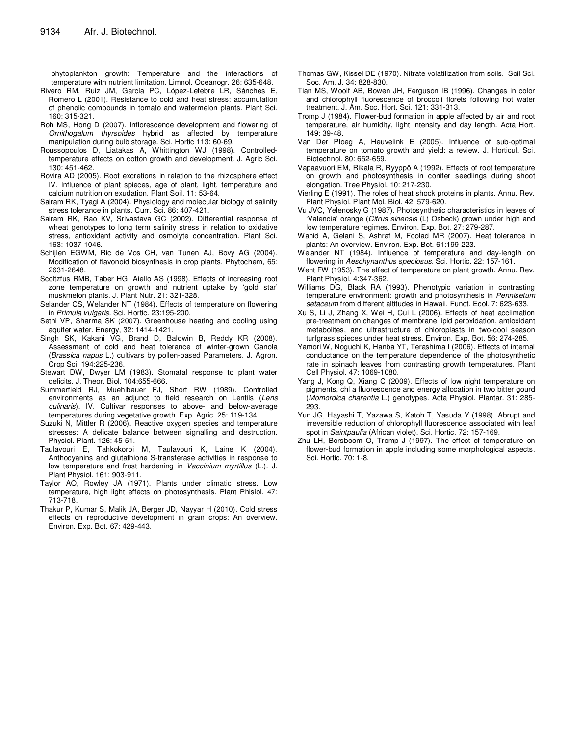phytoplankton growth: Temperature and the interactions of temperature with nutrient limitation. Limnol. Oceanogr. 26: 635-648.

Rivero RM, Ruiz JM, García PC, López-Lefebre LR, Sánches E, Romero L (2001). Resistance to cold and heat stress: accumulation of phenolic compounds in tomato and watermelon plants. Plant Sci. 160: 315-321.

Roh MS, Hong D (2007). Inflorescence development and flowering of *Ornithogalum thyrsoides* hybrid as affected by temperature manipulation during bulb storage. Sci. Hortic 113: 60-69.

Roussopoulos D, Liatakas A, Whittington WJ (1998). Controlled-temperature effects on cotton growth and development. J. Agric Sci. 130: 451-462.

Rovira AD (2005). Root excretions in relation to the rhizosphere effect IV. Influence of plant spieces, age of plant, light, temperature and calcium nutrition on exudation. Plant Soil. 11: 53-64.

Sairam RK, Tyagi A (2004). Physiology and molecular biology of salinity stress tolerance in plants. Curr. Sci. 86: 407-421.

Sairam RK, Rao KV, Srivastava GC (2002). Differential response of wheat genotypes to long term salinity stress in relation to oxidative stress, antioxidant activity and osmolyte concentration. Plant Sci. 163: 1037-1046.

Schijlen EGWM, Ric de Vos CH, van Tunen AJ, Bovy AG (2004). Modification of flavonoid biosynthesis in crop plants. Phytochem, 65: 2631-2648.

Scoltzfus RMB, Taber HG, Aiello AS (1998). Effects of increasing root zone temperature on growth and nutrient uptake by 'gold star' muskmelon plants. J. Plant Nutr. 21: 321-328.

Selander CS, Welander NT (1984). Effects of temperature on flowering in *Primula vulgaris*. Sci. Hortic. 23:195-200.

Sethi VP, Sharma SK (2007). Greenhouse heating and cooling using aquifer water. Energy, 32: 1414-1421.

Singh SK, Kakani VG, Brand D, Baldwin B, Reddy KR (2008). Assessment of cold and heat tolerance of winter-grown Canola (*Brassica napus* L.) cultivars by pollen-based Parameters. J. Agron. Crop Sci. 194:225-236.

Stewart DW, Dwyer LM (1983). Stomatal response to plant water deficits. J. Theor. Biol. 104:655-666.

Summerfield RJ, Muehlbauer FJ, Short RW (1989). Controlled environments as an adjunct to field research on Lentils (*Lens culinaris*). IV. Cultivar responses to above- and below-average temperatures during vegetative growth. Exp. Agric. 25: 119-134.

Suzuki N, Mittler R (2006). Reactive oxygen species and temperature stresses: A delicate balance between signalling and destruction. Physiol. Plant. 126: 45-51.

Taulavouri E, Tahkokorpi M, Taulavouri K, Laine K (2004). Anthocyanins and glutathione S-transferase activities in response to low temperature and frost hardening in *Vaccinium myrtillus* (L.). J. Plant Physiol. 161: 903-911.

Taylor AO, Rowley JA (1971). Plants under climatic stress. Low temperature, high light effects on photosynthesis. Plant Phisiol. 47: 713-718.

Thakur P, Kumar S, Malik JA, Berger JD, Nayyar H (2010). Cold stress effects on reproductive development in grain crops: An overview. Environ. Exp. Bot. 67: 429-443.

Thomas GW, Kissel DE (1970). Nitrate volatilization from soils. Soil Sci. Soc. Am. J. 34: 828-830.

Tian MS, Woolf AB, Bowen JH, Ferguson IB (1996). Changes in color and chlorophyll fluorescence of broccoli florets following hot water treatment. J. Am. Soc. Hort. Sci. 121: 331-313.

Tromp J (1984). Flower-bud formation in apple affected by air and root temperature, air humidity, light intensity and day length. Acta Hort. 149: 39-48.

Van Der Ploeg A, Heuvelink E (2005). Influence of sub-optimal temperature on tomato growth and yield: a review. J. Horticul. Sci. Biotechnol. 80: 652-659.

Vapaavuori EM, Rikala R, Ryyppö A (1992). Effects of root temperature on growth and photosynthesis in conifer seedlings during shoot elongation. Tree Physiol. 10: 217-230.

Vierling E (1991). The roles of heat shock proteins in plants. Annu. Rev. Plant Physiol. Plant Mol. Biol. 42: 579-620.

Vu JVC, Yelenosky G (1987). Photosynthetic characteristics in leaves of 'Valencia' orange (*Citrus sinensis* (L) Osbeck) grown under high and low temperature regimes. Environ. Exp. Bot. 27: 279-287.

Wahid A, Gelani S, Ashraf M, Foolad MR (2007). Heat tolerance in plants: An overview. Environ. Exp. Bot. 61:199-223.

Welander NT (1984). Influence of temperature and day-length on flowering in *Aeschynanthus speciosus*. Sci. Hortic. 22: 157-161.

Went FW (1953). The effect of temperature on plant growth. Annu. Rev. Plant Physiol. 4:347-362.

Williams DG, Black RA (1993). Phenotypic variation in contrasting temperature environment: growth and photosynthesis in *Pennisetum setaceum* from different altitudes in Hawaii. Funct. Ecol. 7: 623-633.

Xu S, Li J, Zhang X, Wei H, Cui L (2006). Effects of heat acclimation pre-treatment on changes of membrane lipid peroxidation, antioxidant metabolites, and ultrastructure of chloroplasts in two-cool season turfgrass spieces under heat stress. Environ. Exp. Bot. 56: 274-285.

Yamori W, Noguchi K, Hanba YT, Terashima I (2006). Effects of internal conductance on the temperature dependence of the photosynthetic rate in spinach leaves from contrasting growth temperatures. Plant Cell Physiol. 47: 1069-1080.

Yang J, Kong Q, Xiang C (2009). Effects of low night temperature on pigments, chl *a* fluorescence and energy allocation in two bitter gourd (*Momordica charantia* L.) genotypes. Acta Physiol. Plantar. 31: 285-293.

Yun JG, Hayashi T, Yazawa S, Katoh T, Yasuda Y (1998). Abrupt and irreversible reduction of chlorophyll fluorescence associated with leaf spot in *Saintpaulia* (African violet). Sci. Hortic. 72: 157-169.

Zhu LH, Borsboom O, Tromp J (1997). The effect of temperature on flower-bud formation in apple including some morphological aspects. Sci. Hortic. 70: 1-8.